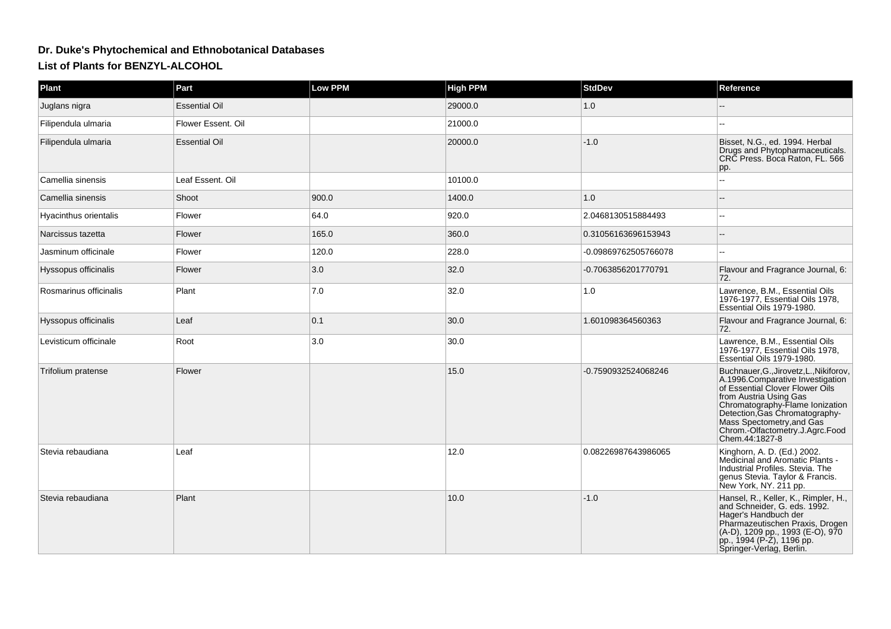# Dr. Duke's Phytochemical and Ethnobotanical Databases

## List of Plants for BENZYL-ALCOHOL

| Plant | Part | Low PPM | High PPM | StdDev | Reference |
|---|---|---|---|---|---|
| Juglans nigra | Essential Oil | | 29000.0 | 1.0 | -- |
| Filipendula ulmaria | Flower Essent. Oil | | 21000.0 | | -- |
| Filipendula ulmaria | Essential Oil | | 20000.0 | -1.0 | Bisset, N.G., ed. 1994. Herbal Drugs and Phytopharmaceuticals. CRC Press. Boca Raton, FL. 566 pp. |
| Camellia sinensis | Leaf Essent. Oil | | 10100.0 | | -- |
| Camellia sinensis | Shoot | 900.0 | 1400.0 | 1.0 | -- |
| Hyacinthus orientalis | Flower | 64.0 | 920.0 | 2.0468130515884493 | -- |
| Narcissus tazetta | Flower | 165.0 | 360.0 | 0.31056163696153943 | -- |
| Jasminum officinale | Flower | 120.0 | 228.0 | -0.09869762505766078 | -- |
| Hyssopus officinalis | Flower | 3.0 | 32.0 | -0.7063856201770791 | Flavour and Fragrance Journal, 6: 72. |
| Rosmarinus officinalis | Plant | 7.0 | 32.0 | 1.0 | Lawrence, B.M., Essential Oils 1976-1977, Essential Oils 1978, Essential Oils 1979-1980. |
| Hyssopus officinalis | Leaf | 0.1 | 30.0 | 1.601098364560363 | Flavour and Fragrance Journal, 6: 72. |
| Levisticum officinale | Root | 3.0 | 30.0 | | Lawrence, B.M., Essential Oils 1976-1977, Essential Oils 1978, Essential Oils 1979-1980. |
| Trifolium pratense | Flower | | 15.0 | -0.7590932524068246 | Buchnauer,G.,Jirovetz,L.,Nikiforov, A.1996.Comparative Investigation of Essential Clover Flower Oils from Austria Using Gas Chromatography-Flame Ionization Detection,Gas Chromatography-Mass Spectometry,and Gas Chrom.-Olfactometry.J.Agrc.Food Chem.44:1827-8 |
| Stevia rebaudiana | Leaf | | 12.0 | 0.08226987643986065 | Kinghorn, A. D. (Ed.) 2002. Medicinal and Aromatic Plants - Industrial Profiles. Stevia. The genus Stevia. Taylor & Francis. New York, NY. 211 pp. |
| Stevia rebaudiana | Plant | | 10.0 | -1.0 | Hansel, R., Keller, K., Rimpler, H., and Schneider, G. eds. 1992. Hager's Handbuch der Pharmazeutischen Praxis, Drogen (A-D), 1209 pp., 1993 (E-O), 970 pp., 1994 (P-Z), 1196 pp. Springer-Verlag, Berlin. |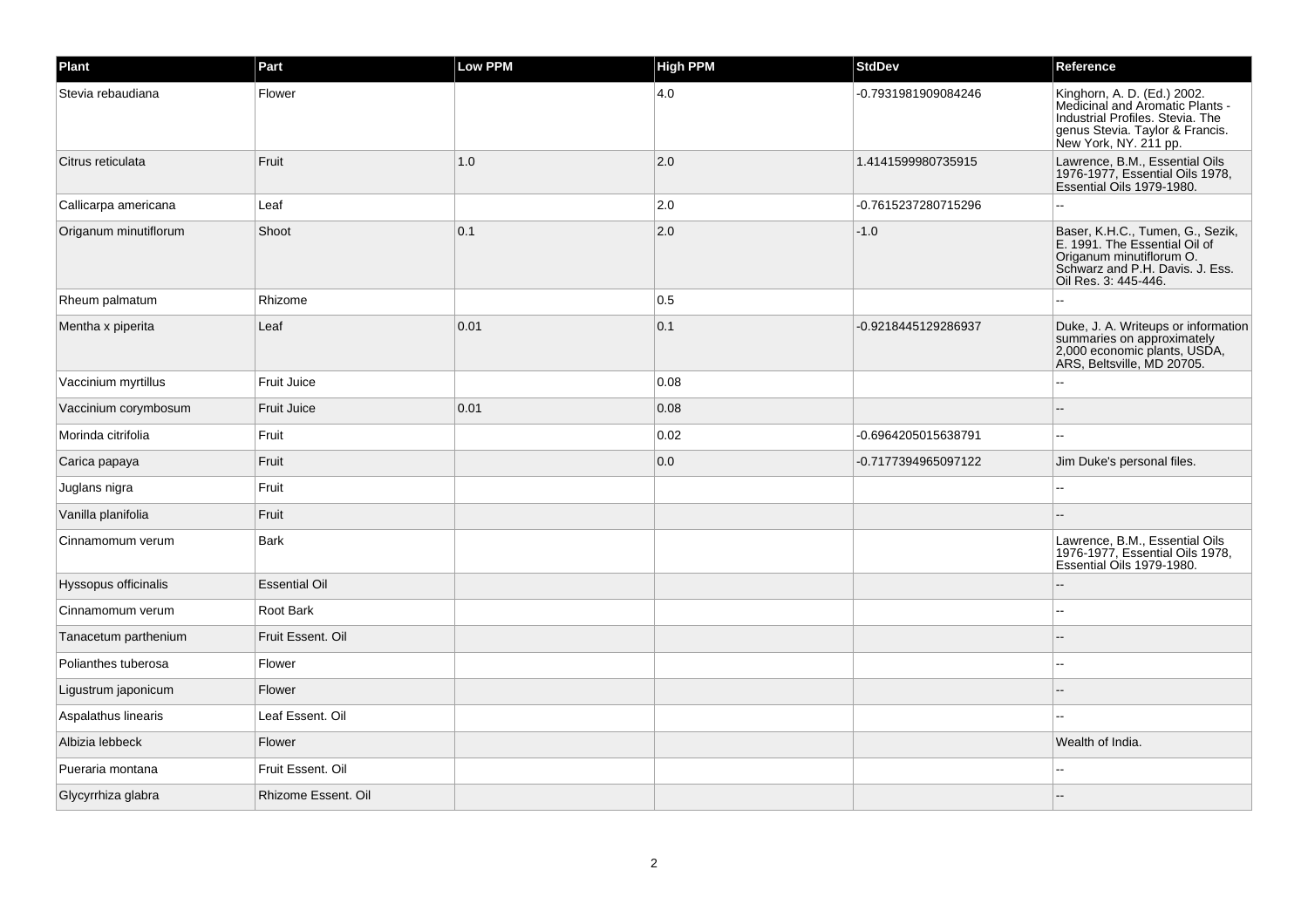| Plant | Part | Low PPM | High PPM | StdDev | Reference |
|---|---|---|---|---|---|
| Stevia rebaudiana | Flower | | 4.0 | -0.7931981909084246 | Kinghorn, A. D. (Ed.) 2002. Medicinal and Aromatic Plants - Industrial Profiles. Stevia. The genus Stevia. Taylor & Francis. New York, NY. 211 pp. |
| Citrus reticulata | Fruit | 1.0 | 2.0 | 1.4141599980735915 | Lawrence, B.M., Essential Oils 1976-1977, Essential Oils 1978, Essential Oils 1979-1980. |
| Callicarpa americana | Leaf | | 2.0 | -0.7615237280715296 | -- |
| Origanum minutiflorum | Shoot | 0.1 | 2.0 | -1.0 | Baser, K.H.C., Tumen, G., Sezik, E. 1991. The Essential Oil of Origanum minutiflorum O. Schwarz and P.H. Davis. J. Ess. Oil Res. 3: 445-446. |
| Rheum palmatum | Rhizome | | 0.5 | | -- |
| Mentha x piperita | Leaf | 0.01 | 0.1 | -0.9218445129286937 | Duke, J. A. Writeups or information summaries on approximately 2,000 economic plants, USDA, ARS, Beltsville, MD 20705. |
| Vaccinium myrtillus | Fruit Juice | | 0.08 | | -- |
| Vaccinium corymbosum | Fruit Juice | 0.01 | 0.08 | | -- |
| Morinda citrifolia | Fruit | | 0.02 | -0.6964205015638791 | -- |
| Carica papaya | Fruit | | 0.0 | -0.7177394965097122 | Jim Duke's personal files. |
| Juglans nigra | Fruit | | | | -- |
| Vanilla planifolia | Fruit | | | | -- |
| Cinnamomum verum | Bark | | | | Lawrence, B.M., Essential Oils 1976-1977, Essential Oils 1978, Essential Oils 1979-1980. |
| Hyssopus officinalis | Essential Oil | | | | -- |
| Cinnamomum verum | Root Bark | | | | -- |
| Tanacetum parthenium | Fruit Essent. Oil | | | | -- |
| Polianthes tuberosa | Flower | | | | -- |
| Ligustrum japonicum | Flower | | | | -- |
| Aspalathus linearis | Leaf Essent. Oil | | | | -- |
| Albizia lebbeck | Flower | | | | Wealth of India. |
| Pueraria montana | Fruit Essent. Oil | | | | -- |
| Glycyrrhiza glabra | Rhizome Essent. Oil | | | | -- |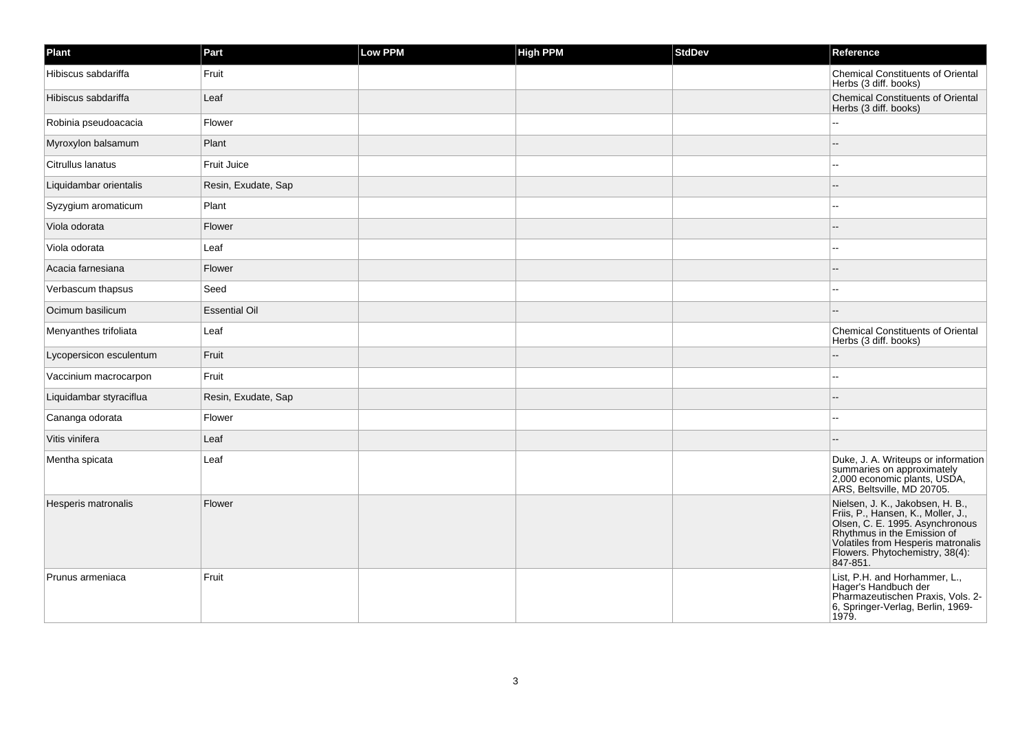| Plant | Part | Low PPM | High PPM | StdDev | Reference |
| --- | --- | --- | --- | --- | --- |
| Hibiscus sabdariffa | Fruit | | | | Chemical Constituents of Oriental Herbs (3 diff. books) |
| Hibiscus sabdariffa | Leaf | | | | Chemical Constituents of Oriental Herbs (3 diff. books) |
| Robinia pseudoacacia | Flower | | | | -- |
| Myroxylon balsamum | Plant | | | | -- |
| Citrullus lanatus | Fruit Juice | | | | -- |
| Liquidambar orientalis | Resin, Exudate, Sap | | | | -- |
| Syzygium aromaticum | Plant | | | | -- |
| Viola odorata | Flower | | | | -- |
| Viola odorata | Leaf | | | | -- |
| Acacia farnesiana | Flower | | | | -- |
| Verbascum thapsus | Seed | | | | -- |
| Ocimum basilicum | Essential Oil | | | | -- |
| Menyanthes trifoliata | Leaf | | | | Chemical Constituents of Oriental Herbs (3 diff. books) |
| Lycopersicon esculentum | Fruit | | | | -- |
| Vaccinium macrocarpon | Fruit | | | | -- |
| Liquidambar styraciflua | Resin, Exudate, Sap | | | | -- |
| Cananga odorata | Flower | | | | -- |
| Vitis vinifera | Leaf | | | | -- |
| Mentha spicata | Leaf | | | | Duke, J. A. Writeups or information summaries on approximately 2,000 economic plants, USDA, ARS, Beltsville, MD 20705. |
| Hesperis matronalis | Flower | | | | Nielsen, J. K., Jakobsen, H. B., Friis, P., Hansen, K., Moller, J., Olsen, C. E. 1995. Asynchronous Rhythmus in the Emission of Volatiles from Hesperis matronalis Flowers. Phytochemistry, 38(4): 847-851. |
| Prunus armeniaca | Fruit | | | | List, P.H. and Horhammer, L., Hager's Handbuch der Pharmazeutischen Praxis, Vols. 2-6, Springer-Verlag, Berlin, 1969-1979. |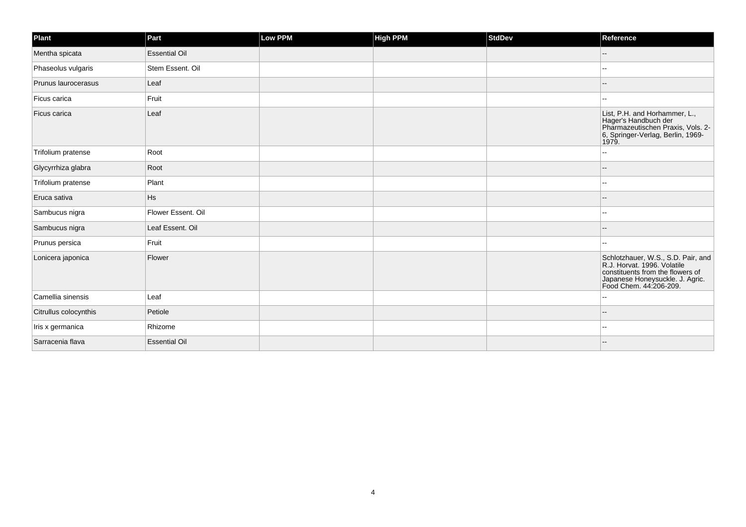| Plant | Part | Low PPM | High PPM | StdDev | Reference |
| --- | --- | --- | --- | --- | --- |
| Mentha spicata | Essential Oil | | | | -- |
| Phaseolus vulgaris | Stem Essent. Oil | | | | -- |
| Prunus laurocerasus | Leaf | | | | -- |
| Ficus carica | Fruit | | | | -- |
| Ficus carica | Leaf | | | | List, P.H. and Horhammer, L., Hager's Handbuch der Pharmazeutischen Praxis, Vols. 2-6, Springer-Verlag, Berlin, 1969-1979. |
| Trifolium pratense | Root | | | | -- |
| Glycyrrhiza glabra | Root | | | | -- |
| Trifolium pratense | Plant | | | | -- |
| Eruca sativa | Hs | | | | -- |
| Sambucus nigra | Flower Essent. Oil | | | | -- |
| Sambucus nigra | Leaf Essent. Oil | | | | -- |
| Prunus persica | Fruit | | | | -- |
| Lonicera japonica | Flower | | | | Schlotzhauer, W.S., S.D. Pair, and R.J. Horvat. 1996. Volatile constituents from the flowers of Japanese Honeysuckle. J. Agric. Food Chem. 44:206-209. |
| Camellia sinensis | Leaf | | | | -- |
| Citrullus colocynthis | Petiole | | | | -- |
| Iris x germanica | Rhizome | | | | -- |
| Sarracenia flava | Essential Oil | | | | -- |